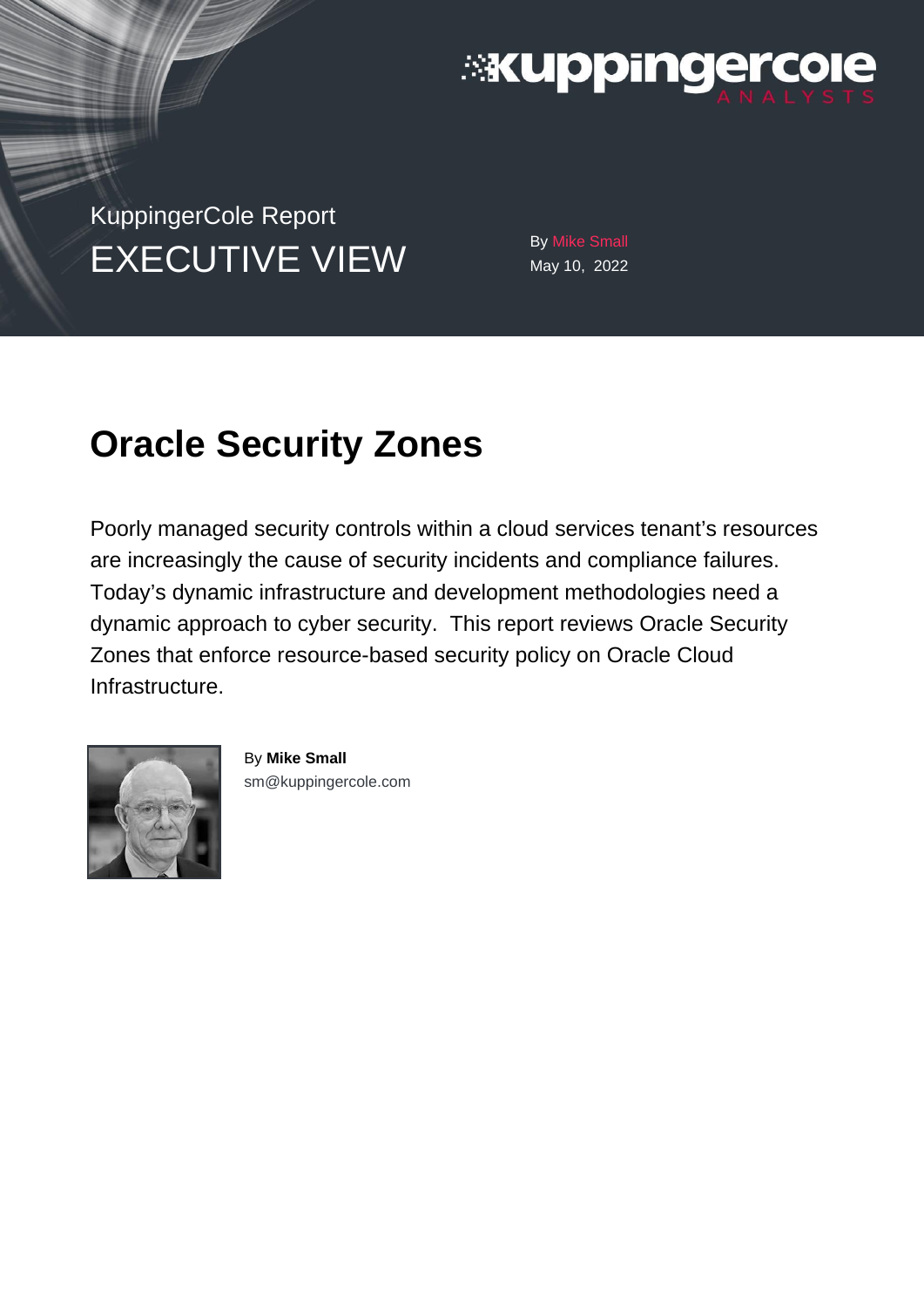KuppingerCole Report

EXECUTIVE VIEW

By Mike Small
May 10, 2022

# Oracle Security Zones

Poorly managed security controls within a cloud services tenant's resources are increasingly the cause of security incidents and compliance failures. Today's dynamic infrastructure and development methodologies need a dynamic approach to cyber security. This report reviews Oracle Security Zones that enforce resource-based security policy on Oracle Cloud Infrastructure.

By **Mike Small**
sm@kuppingercole.com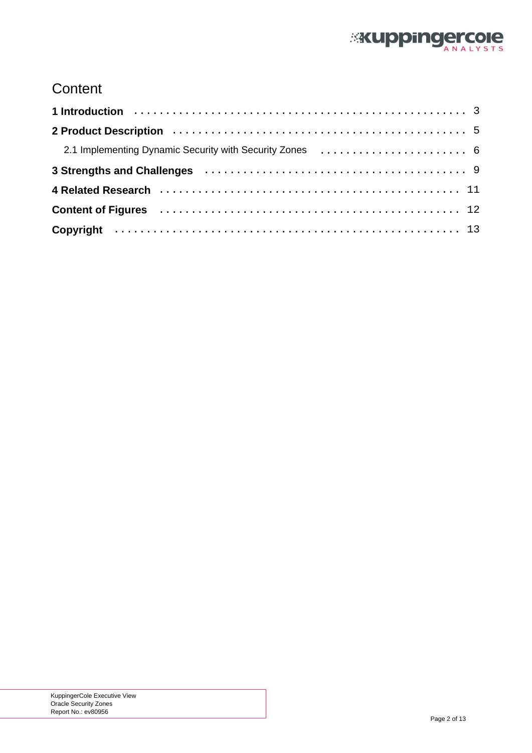# Content

**1 Introduction** . . . . . . . . . . . . . . . . . . . . . . . . . . . . . . . . . . . . . . . . . . . . . . . . 3

**2 Product Description** . . . . . . . . . . . . . . . . . . . . . . . . . . . . . . . . . . . . . . . . . . . . 5

2.1 Implementing Dynamic Security with Security Zones . . . . . . . . . . . . . . . . . . . . . . . 6

**3 Strengths and Challenges** . . . . . . . . . . . . . . . . . . . . . . . . . . . . . . . . . . . . . . . 9

**4 Related Research** . . . . . . . . . . . . . . . . . . . . . . . . . . . . . . . . . . . . . . . . . . . . . 11

**Content of Figures** . . . . . . . . . . . . . . . . . . . . . . . . . . . . . . . . . . . . . . . . . . . . . 12

**Copyright** . . . . . . . . . . . . . . . . . . . . . . . . . . . . . . . . . . . . . . . . . . . . . . . . . . . 13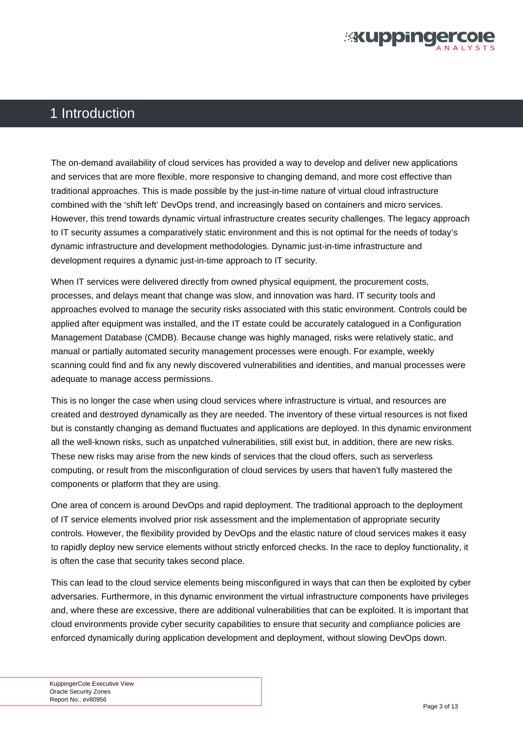# 1 Introduction

The on-demand availability of cloud services has provided a way to develop and deliver new applications and services that are more flexible, more responsive to changing demand, and more cost effective than traditional approaches. This is made possible by the just-in-time nature of virtual cloud infrastructure combined with the 'shift left' DevOps trend, and increasingly based on containers and micro services. However, this trend towards dynamic virtual infrastructure creates security challenges. The legacy approach to IT security assumes a comparatively static environment and this is not optimal for the needs of today's dynamic infrastructure and development methodologies. Dynamic just-in-time infrastructure and development requires a dynamic just-in-time approach to IT security.

When IT services were delivered directly from owned physical equipment, the procurement costs, processes, and delays meant that change was slow, and innovation was hard. IT security tools and approaches evolved to manage the security risks associated with this static environment. Controls could be applied after equipment was installed, and the IT estate could be accurately catalogued in a Configuration Management Database (CMDB). Because change was highly managed, risks were relatively static, and manual or partially automated security management processes were enough. For example, weekly scanning could find and fix any newly discovered vulnerabilities and identities, and manual processes were adequate to manage access permissions.

This is no longer the case when using cloud services where infrastructure is virtual, and resources are created and destroyed dynamically as they are needed. The inventory of these virtual resources is not fixed but is constantly changing as demand fluctuates and applications are deployed. In this dynamic environment all the well-known risks, such as unpatched vulnerabilities, still exist but, in addition, there are new risks. These new risks may arise from the new kinds of services that the cloud offers, such as serverless computing, or result from the misconfiguration of cloud services by users that haven't fully mastered the components or platform that they are using.

One area of concern is around DevOps and rapid deployment. The traditional approach to the deployment of IT service elements involved prior risk assessment and the implementation of appropriate security controls. However, the flexibility provided by DevOps and the elastic nature of cloud services makes it easy to rapidly deploy new service elements without strictly enforced checks. In the race to deploy functionality, it is often the case that security takes second place.

This can lead to the cloud service elements being misconfigured in ways that can then be exploited by cyber adversaries. Furthermore, in this dynamic environment the virtual infrastructure components have privileges and, where these are excessive, there are additional vulnerabilities that can be exploited. It is important that cloud environments provide cyber security capabilities to ensure that security and compliance policies are enforced dynamically during application development and deployment, without slowing DevOps down.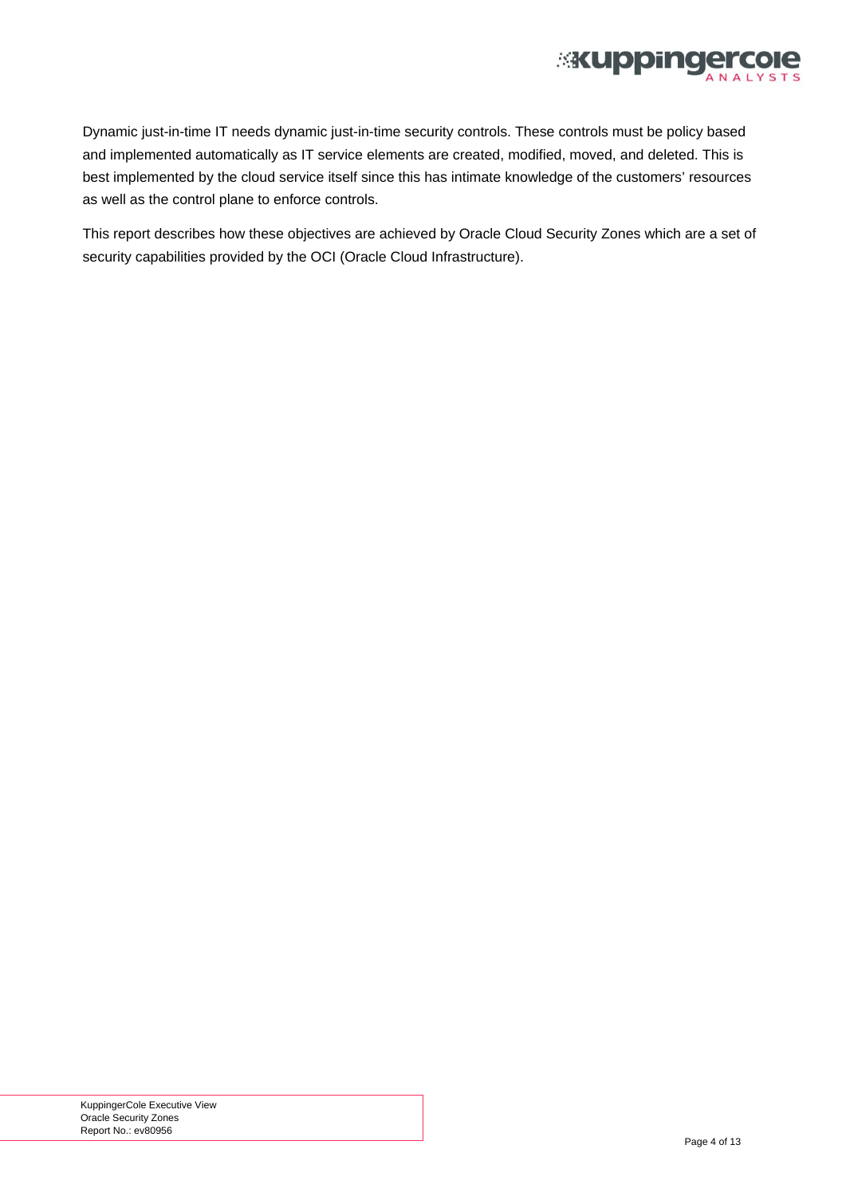Dynamic just-in-time IT needs dynamic just-in-time security controls. These controls must be policy based and implemented automatically as IT service elements are created, modified, moved, and deleted. This is best implemented by the cloud service itself since this has intimate knowledge of the customers' resources as well as the control plane to enforce controls.

This report describes how these objectives are achieved by Oracle Cloud Security Zones which are a set of security capabilities provided by the OCI (Oracle Cloud Infrastructure).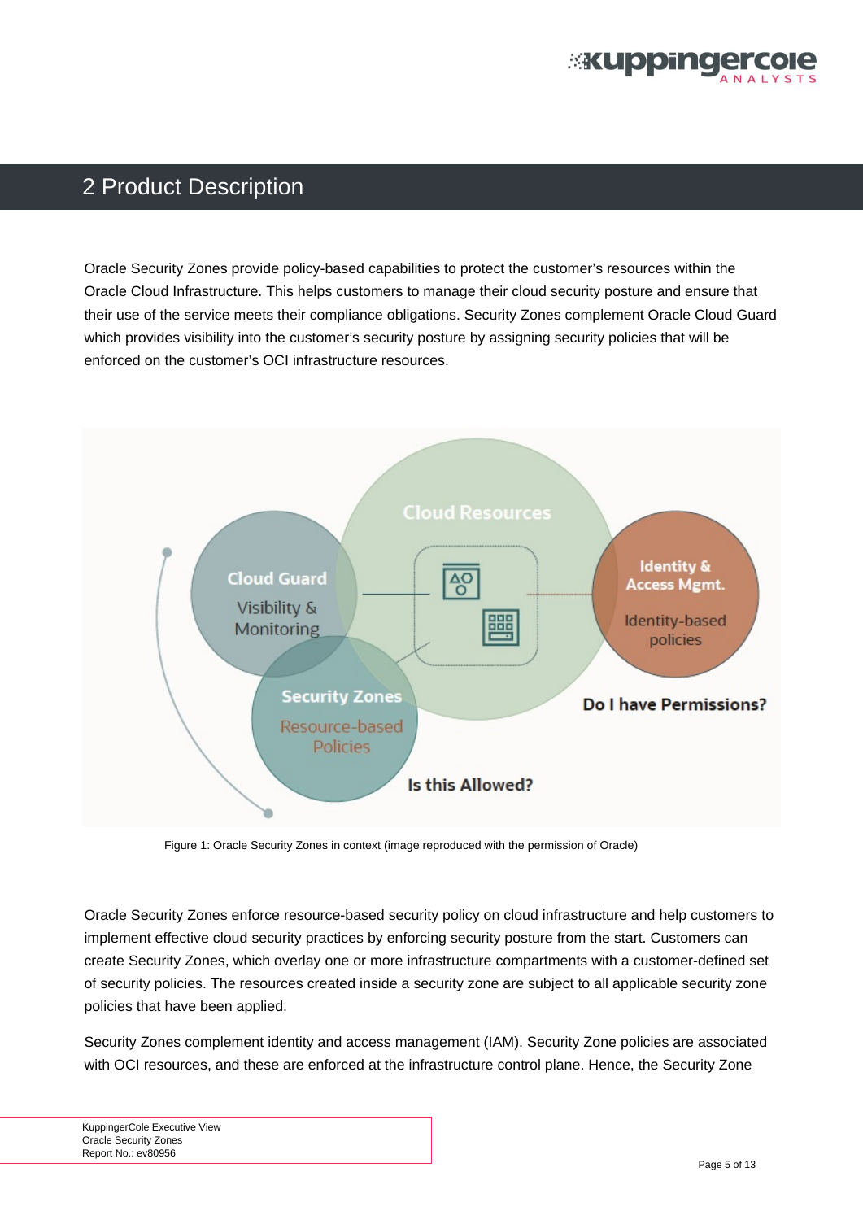# 2 Product Description

Oracle Security Zones provide policy-based capabilities to protect the customer's resources within the Oracle Cloud Infrastructure. This helps customers to manage their cloud security posture and ensure that their use of the service meets their compliance obligations. Security Zones complement Oracle Cloud Guard which provides visibility into the customer's security posture by assigning security policies that will be enforced on the customer's OCI infrastructure resources.

Figure 1: Oracle Security Zones in context (image reproduced with the permission of Oracle)

Oracle Security Zones enforce resource-based security policy on cloud infrastructure and help customers to implement effective cloud security practices by enforcing security posture from the start. Customers can create Security Zones, which overlay one or more infrastructure compartments with a customer-defined set of security policies. The resources created inside a security zone are subject to all applicable security zone policies that have been applied.

Security Zones complement identity and access management (IAM). Security Zone policies are associated with OCI resources, and these are enforced at the infrastructure control plane. Hence, the Security Zone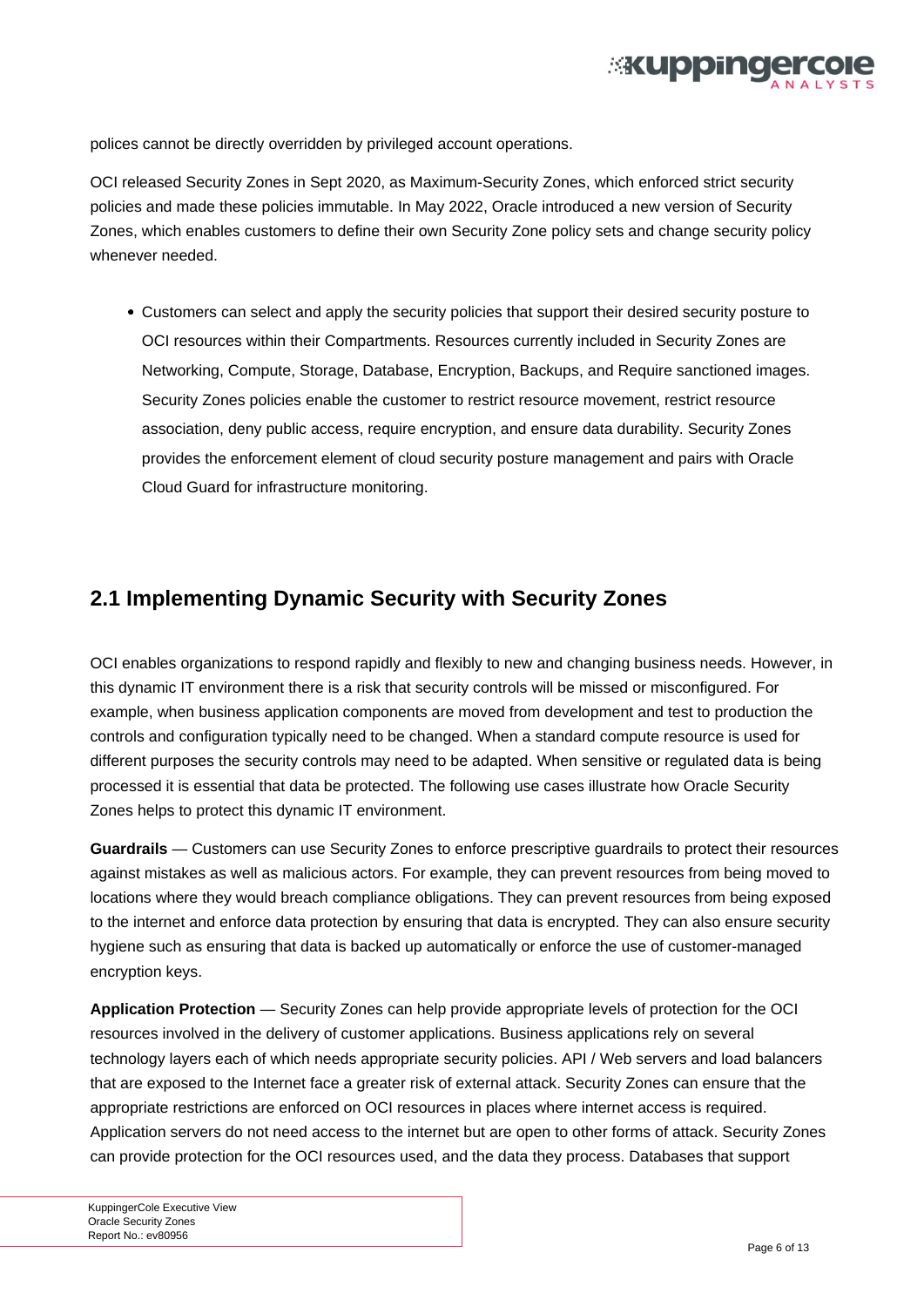polices cannot be directly overridden by privileged account operations.

OCI released Security Zones in Sept 2020, as Maximum-Security Zones, which enforced strict security policies and made these policies immutable. In May 2022, Oracle introduced a new version of Security Zones, which enables customers to define their own Security Zone policy sets and change security policy whenever needed.

- Customers can select and apply the security policies that support their desired security posture to OCI resources within their Compartments. Resources currently included in Security Zones are Networking, Compute, Storage, Database, Encryption, Backups, and Require sanctioned images. Security Zones policies enable the customer to restrict resource movement, restrict resource association, deny public access, require encryption, and ensure data durability. Security Zones provides the enforcement element of cloud security posture management and pairs with Oracle Cloud Guard for infrastructure monitoring.

## 2.1 Implementing Dynamic Security with Security Zones

OCI enables organizations to respond rapidly and flexibly to new and changing business needs. However, in this dynamic IT environment there is a risk that security controls will be missed or misconfigured. For example, when business application components are moved from development and test to production the controls and configuration typically need to be changed. When a standard compute resource is used for different purposes the security controls may need to be adapted. When sensitive or regulated data is being processed it is essential that data be protected. The following use cases illustrate how Oracle Security Zones helps to protect this dynamic IT environment.

**Guardrails** — Customers can use Security Zones to enforce prescriptive guardrails to protect their resources against mistakes as well as malicious actors. For example, they can prevent resources from being moved to locations where they would breach compliance obligations. They can prevent resources from being exposed to the internet and enforce data protection by ensuring that data is encrypted. They can also ensure security hygiene such as ensuring that data is backed up automatically or enforce the use of customer-managed encryption keys.

**Application Protection** — Security Zones can help provide appropriate levels of protection for the OCI resources involved in the delivery of customer applications. Business applications rely on several technology layers each of which needs appropriate security policies. API / Web servers and load balancers that are exposed to the Internet face a greater risk of external attack. Security Zones can ensure that the appropriate restrictions are enforced on OCI resources in places where internet access is required. Application servers do not need access to the internet but are open to other forms of attack. Security Zones can provide protection for the OCI resources used, and the data they process. Databases that support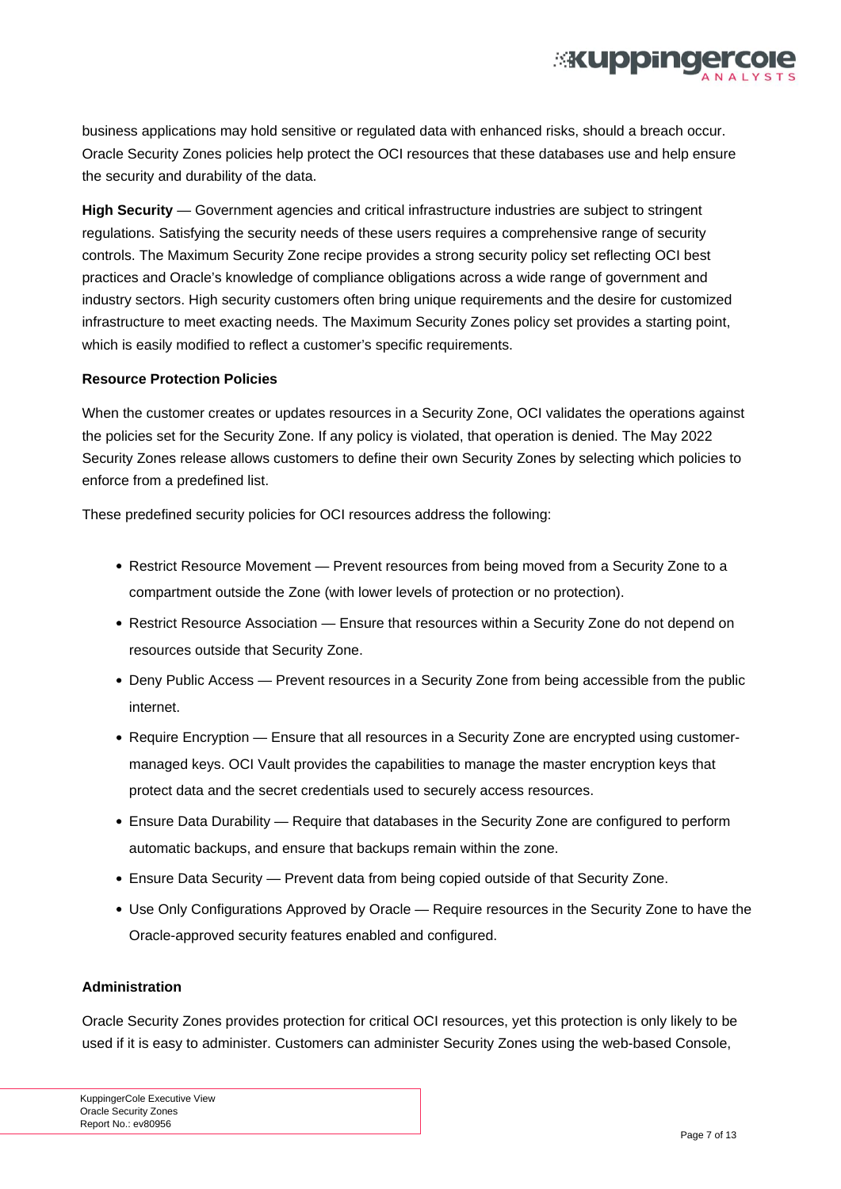business applications may hold sensitive or regulated data with enhanced risks, should a breach occur. Oracle Security Zones policies help protect the OCI resources that these databases use and help ensure the security and durability of the data.

**High Security** — Government agencies and critical infrastructure industries are subject to stringent regulations. Satisfying the security needs of these users requires a comprehensive range of security controls. The Maximum Security Zone recipe provides a strong security policy set reflecting OCI best practices and Oracle's knowledge of compliance obligations across a wide range of government and industry sectors. High security customers often bring unique requirements and the desire for customized infrastructure to meet exacting needs. The Maximum Security Zones policy set provides a starting point, which is easily modified to reflect a customer's specific requirements.

### Resource Protection Policies

When the customer creates or updates resources in a Security Zone, OCI validates the operations against the policies set for the Security Zone. If any policy is violated, that operation is denied. The May 2022 Security Zones release allows customers to define their own Security Zones by selecting which policies to enforce from a predefined list.

These predefined security policies for OCI resources address the following:

- Restrict Resource Movement — Prevent resources from being moved from a Security Zone to a compartment outside the Zone (with lower levels of protection or no protection).
- Restrict Resource Association — Ensure that resources within a Security Zone do not depend on resources outside that Security Zone.
- Deny Public Access — Prevent resources in a Security Zone from being accessible from the public internet.
- Require Encryption — Ensure that all resources in a Security Zone are encrypted using customer-managed keys. OCI Vault provides the capabilities to manage the master encryption keys that protect data and the secret credentials used to securely access resources.
- Ensure Data Durability — Require that databases in the Security Zone are configured to perform automatic backups, and ensure that backups remain within the zone.
- Ensure Data Security — Prevent data from being copied outside of that Security Zone.
- Use Only Configurations Approved by Oracle — Require resources in the Security Zone to have the Oracle-approved security features enabled and configured.

### Administration

Oracle Security Zones provides protection for critical OCI resources, yet this protection is only likely to be used if it is easy to administer. Customers can administer Security Zones using the web-based Console,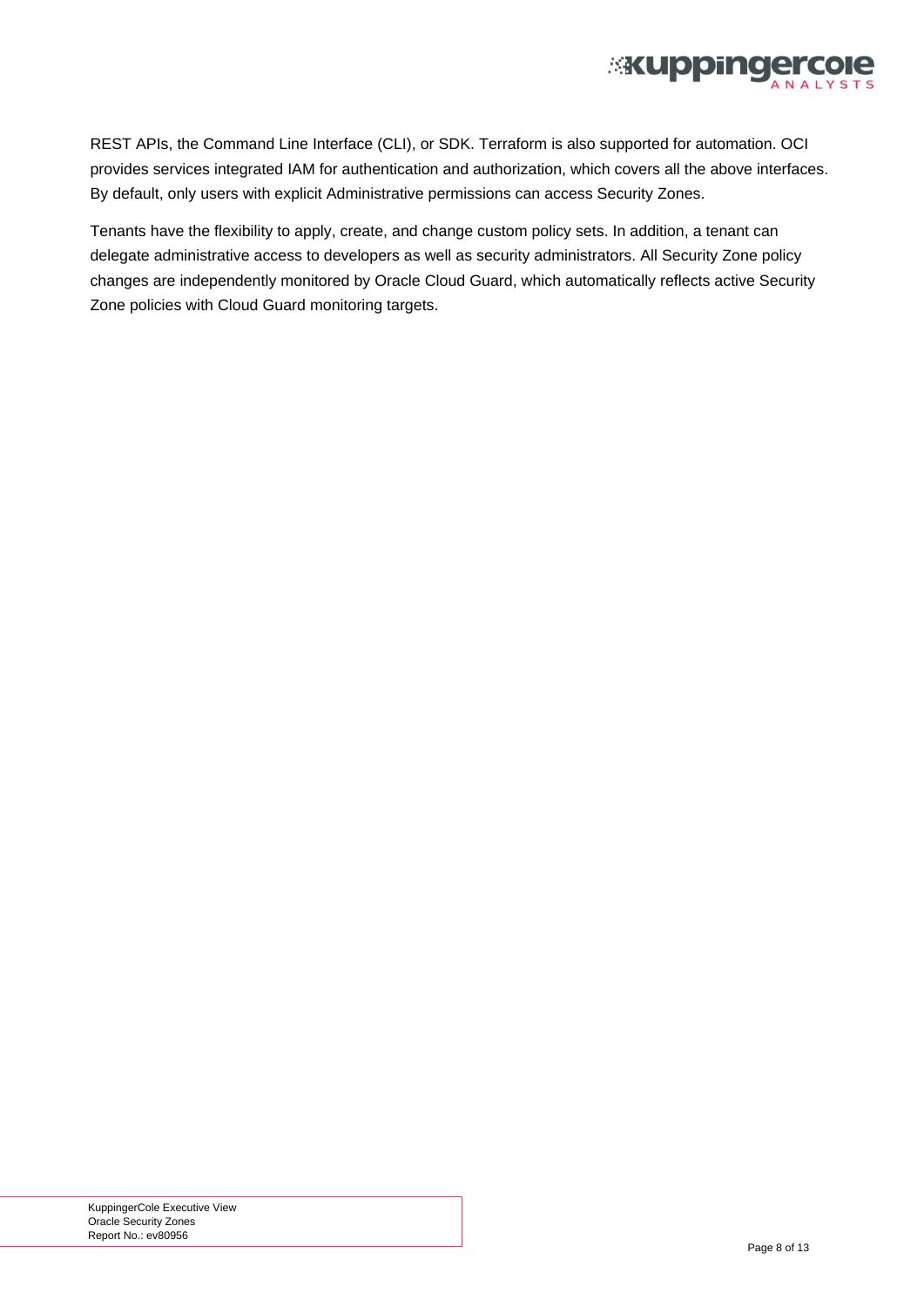REST APIs, the Command Line Interface (CLI), or SDK. Terraform is also supported for automation. OCI provides services integrated IAM for authentication and authorization, which covers all the above interfaces. By default, only users with explicit Administrative permissions can access Security Zones.

Tenants have the flexibility to apply, create, and change custom policy sets. In addition, a tenant can delegate administrative access to developers as well as security administrators. All Security Zone policy changes are independently monitored by Oracle Cloud Guard, which automatically reflects active Security Zone policies with Cloud Guard monitoring targets.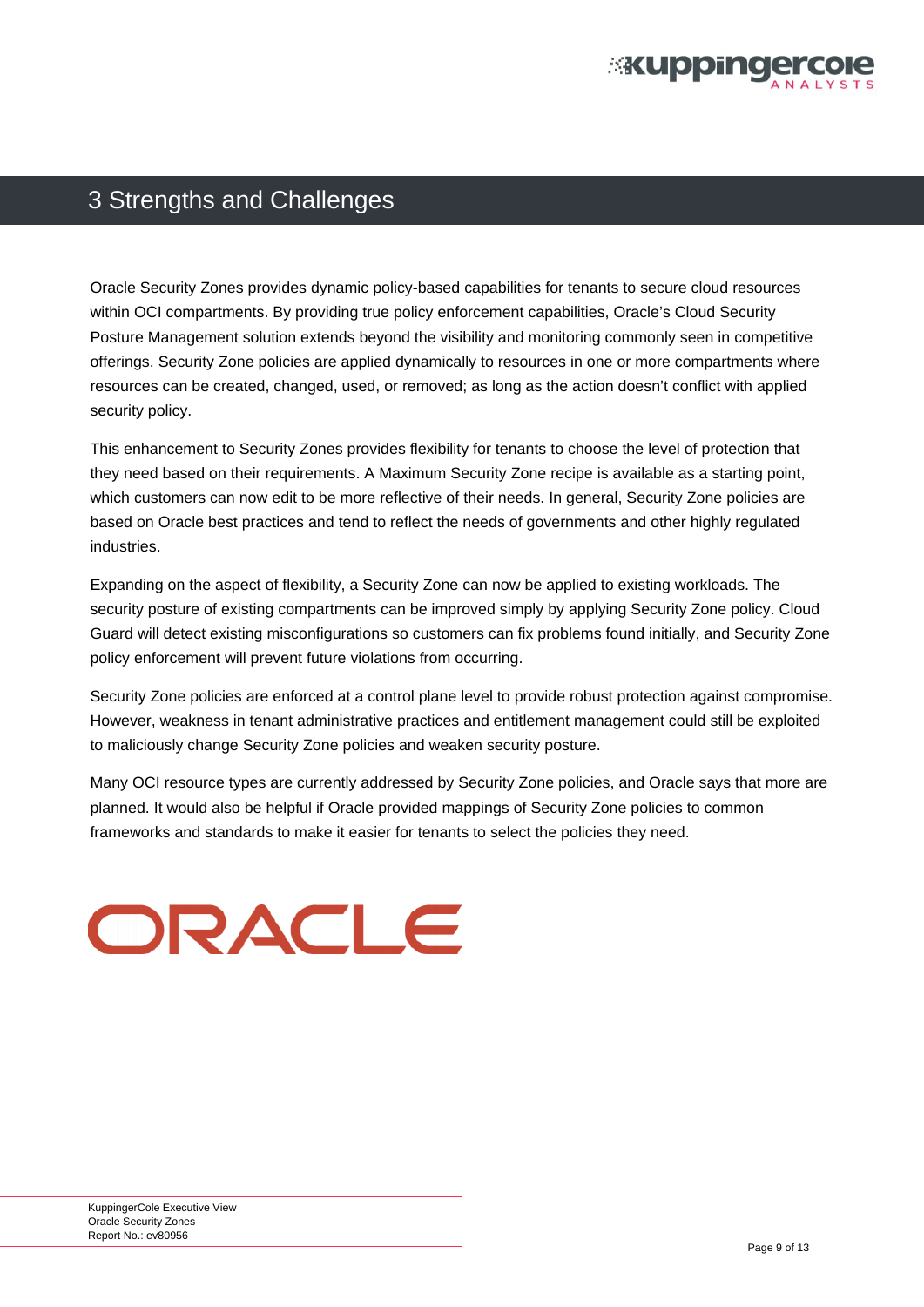# 3 Strengths and Challenges

Oracle Security Zones provides dynamic policy-based capabilities for tenants to secure cloud resources within OCI compartments. By providing true policy enforcement capabilities, Oracle's Cloud Security Posture Management solution extends beyond the visibility and monitoring commonly seen in competitive offerings. Security Zone policies are applied dynamically to resources in one or more compartments where resources can be created, changed, used, or removed; as long as the action doesn't conflict with applied security policy.

This enhancement to Security Zones provides flexibility for tenants to choose the level of protection that they need based on their requirements. A Maximum Security Zone recipe is available as a starting point, which customers can now edit to be more reflective of their needs. In general, Security Zone policies are based on Oracle best practices and tend to reflect the needs of governments and other highly regulated industries.

Expanding on the aspect of flexibility, a Security Zone can now be applied to existing workloads. The security posture of existing compartments can be improved simply by applying Security Zone policy. Cloud Guard will detect existing misconfigurations so customers can fix problems found initially, and Security Zone policy enforcement will prevent future violations from occurring.

Security Zone policies are enforced at a control plane level to provide robust protection against compromise. However, weakness in tenant administrative practices and entitlement management could still be exploited to maliciously change Security Zone policies and weaken security posture.

Many OCI resource types are currently addressed by Security Zone policies, and Oracle says that more are planned. It would also be helpful if Oracle provided mappings of Security Zone policies to common frameworks and standards to make it easier for tenants to select the policies they need.

ORACLE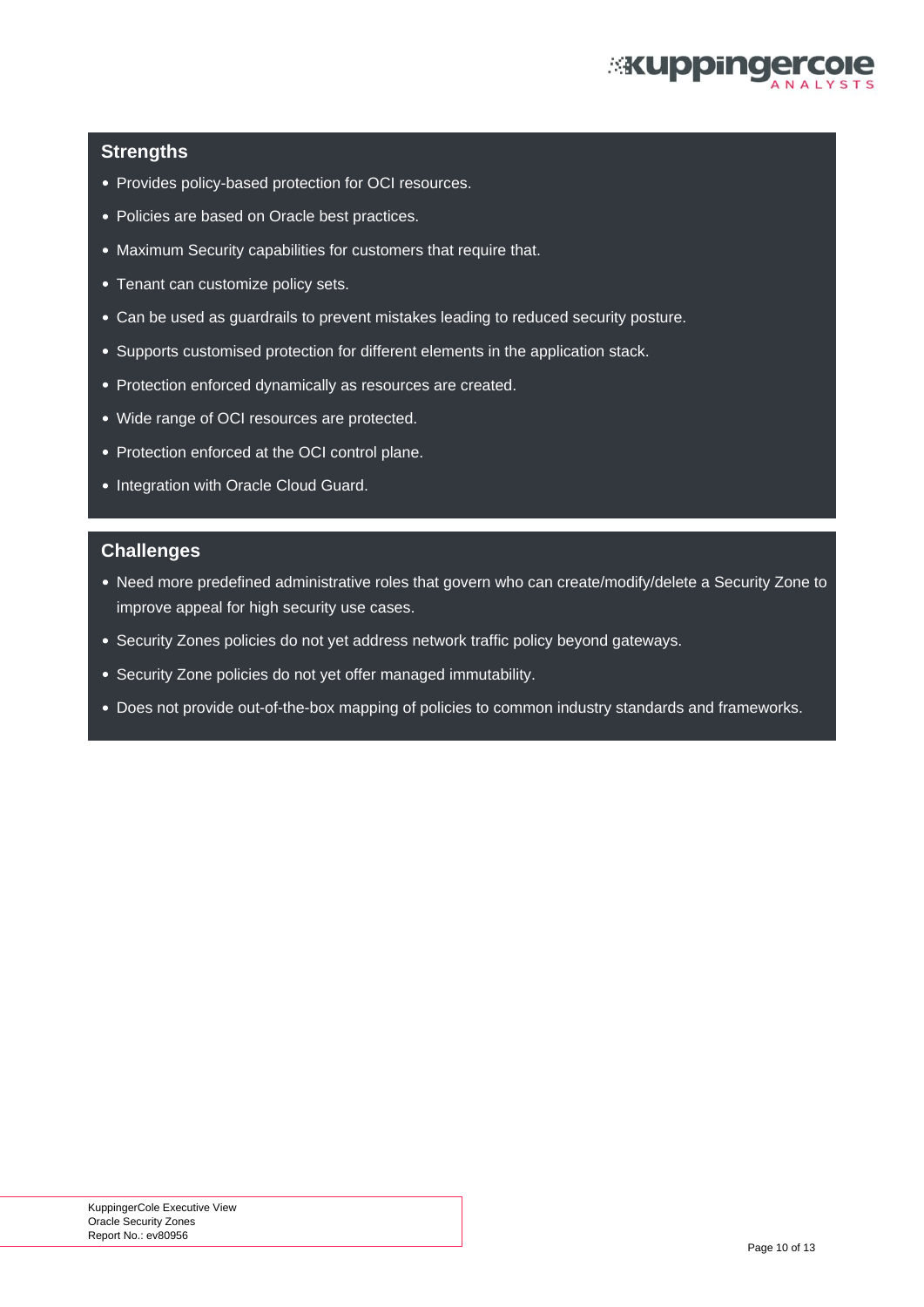## Strengths

- Provides policy-based protection for OCI resources.
- Policies are based on Oracle best practices.
- Maximum Security capabilities for customers that require that.
- Tenant can customize policy sets.
- Can be used as guardrails to prevent mistakes leading to reduced security posture.
- Supports customised protection for different elements in the application stack.
- Protection enforced dynamically as resources are created.
- Wide range of OCI resources are protected.
- Protection enforced at the OCI control plane.
- Integration with Oracle Cloud Guard.

## Challenges

- Need more predefined administrative roles that govern who can create/modify/delete a Security Zone to improve appeal for high security use cases.
- Security Zones policies do not yet address network traffic policy beyond gateways.
- Security Zone policies do not yet offer managed immutability.
- Does not provide out-of-the-box mapping of policies to common industry standards and frameworks.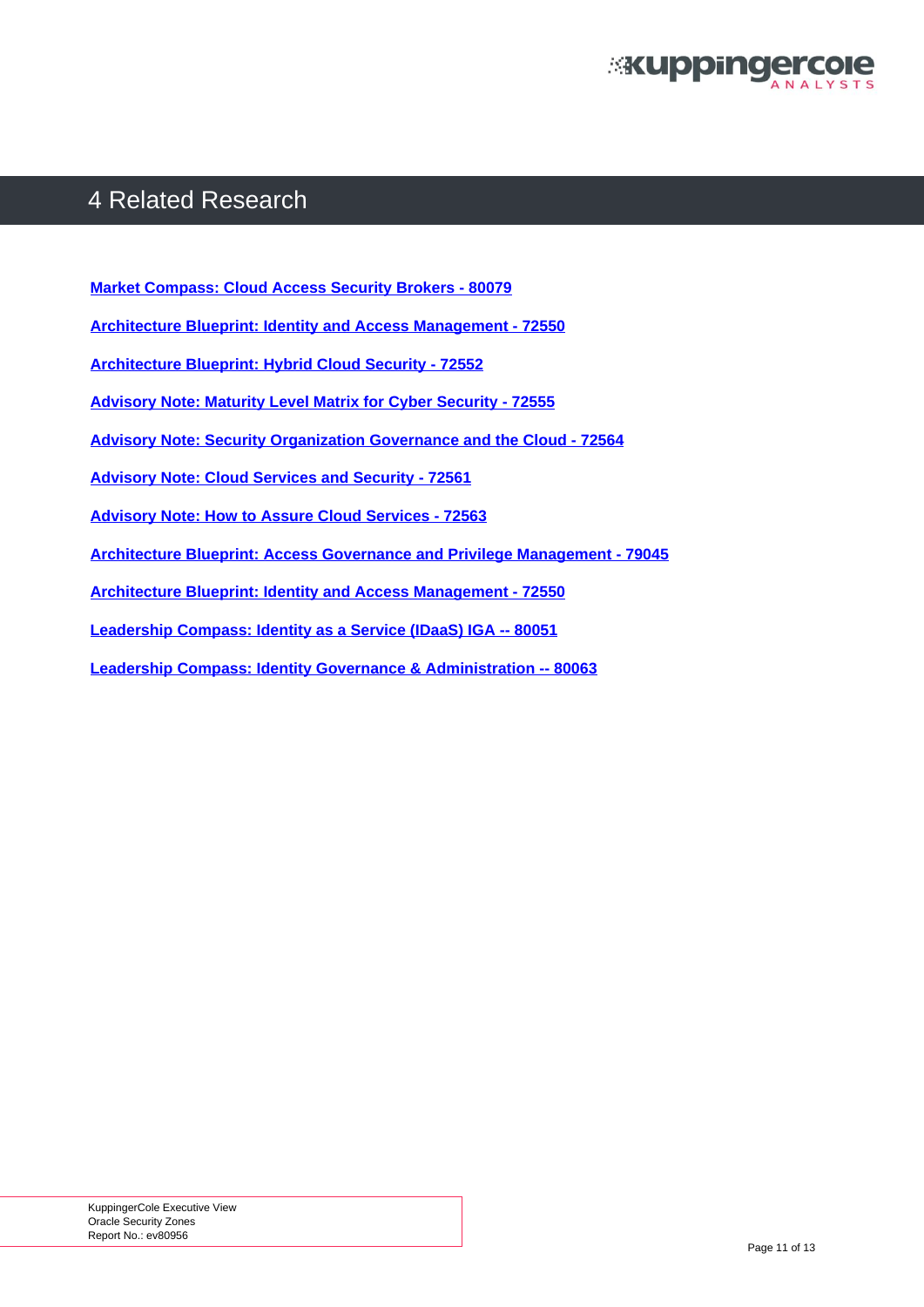# 4 Related Research

Market Compass: Cloud Access Security Brokers - 80079

Architecture Blueprint: Identity and Access Management - 72550

Architecture Blueprint: Hybrid Cloud Security - 72552

Advisory Note: Maturity Level Matrix for Cyber Security - 72555

Advisory Note: Security Organization Governance and the Cloud - 72564

Advisory Note: Cloud Services and Security - 72561

Advisory Note: How to Assure Cloud Services - 72563

Architecture Blueprint: Access Governance and Privilege Management - 79045

Architecture Blueprint: Identity and Access Management - 72550

Leadership Compass: Identity as a Service (IDaaS) IGA -- 80051

Leadership Compass: Identity Governance & Administration -- 80063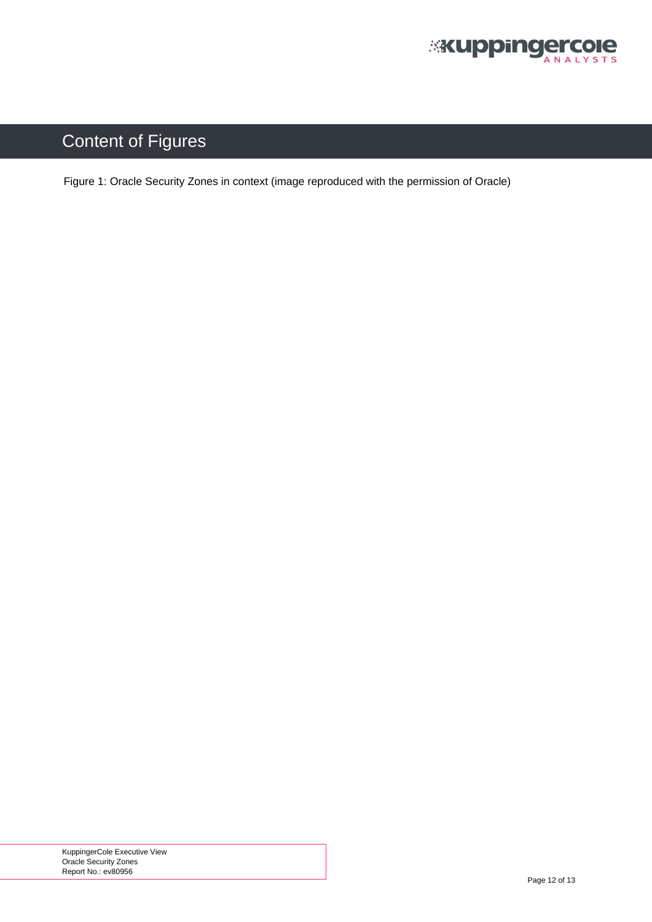# Content of Figures

Figure 1: Oracle Security Zones in context (image reproduced with the permission of Oracle)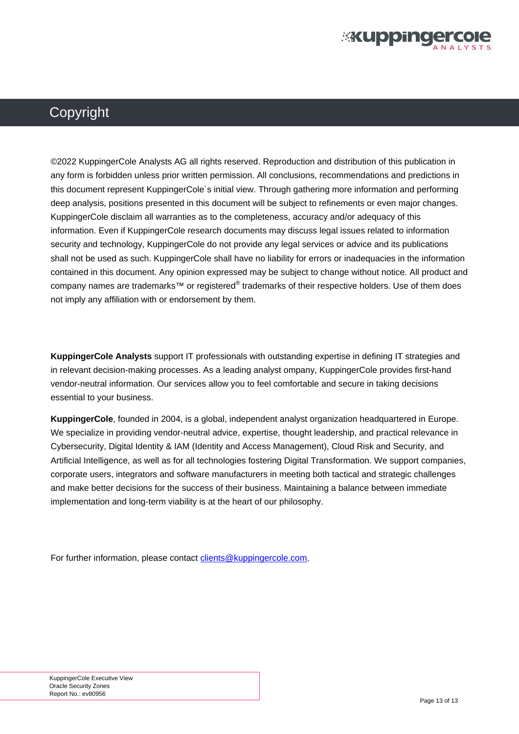# Copyright

©2022 KuppingerCole Analysts AG all rights reserved. Reproduction and distribution of this publication in any form is forbidden unless prior written permission. All conclusions, recommendations and predictions in this document represent KuppingerCole´s initial view. Through gathering more information and performing deep analysis, positions presented in this document will be subject to refinements or even major changes. KuppingerCole disclaim all warranties as to the completeness, accuracy and/or adequacy of this information. Even if KuppingerCole research documents may discuss legal issues related to information security and technology, KuppingerCole do not provide any legal services or advice and its publications shall not be used as such. KuppingerCole shall have no liability for errors or inadequacies in the information contained in this document. Any opinion expressed may be subject to change without notice. All product and company names are trademarks™ or registered® trademarks of their respective holders. Use of them does not imply any affiliation with or endorsement by them.

**KuppingerCole Analysts** support IT professionals with outstanding expertise in defining IT strategies and in relevant decision-making processes. As a leading analyst ompany, KuppingerCole provides first-hand vendor-neutral information. Our services allow you to feel comfortable and secure in taking decisions essential to your business.

**KuppingerCole**, founded in 2004, is a global, independent analyst organization headquartered in Europe. We specialize in providing vendor-neutral advice, expertise, thought leadership, and practical relevance in Cybersecurity, Digital Identity & IAM (Identity and Access Management), Cloud Risk and Security, and Artificial Intelligence, as well as for all technologies fostering Digital Transformation. We support companies, corporate users, integrators and software manufacturers in meeting both tactical and strategic challenges and make better decisions for the success of their business. Maintaining a balance between immediate implementation and long-term viability is at the heart of our philosophy.

For further information, please contact clients@kuppingercole.com.